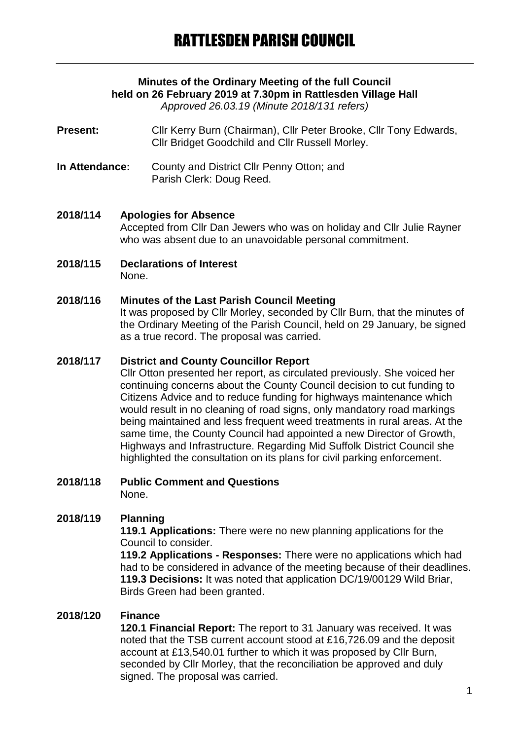# RATTLESDEN PARISH COUNCIL

**Minutes of the Ordinary Meeting of the full Council held on 26 February 2019 at 7.30pm in Rattlesden Village Hall**

*Approved 26.03.19 (Minute 2018/131 refers)*

**Present:** Cllr Kerry Burn (Chairman), Cllr Peter Brooke, Cllr Tony Edwards, Cllr Bridget Goodchild and Cllr Russell Morley.

**In Attendance:** County and District Cllr Penny Otton; and Parish Clerk: Doug Reed.

**2018/114 Apologies for Absence**

Accepted from Cllr Dan Jewers who was on holiday and Cllr Julie Rayner who was absent due to an unavoidable personal commitment.

**2018/115 Declarations of Interest**

None.

**2018/116 Minutes of the Last Parish Council Meeting**

It was proposed by Cllr Morley, seconded by Cllr Burn, that the minutes of the Ordinary Meeting of the Parish Council, held on 29 January, be signed as a true record. The proposal was carried.

**2018/117 District and County Councillor Report**

Cllr Otton presented her report, as circulated previously. She voiced her continuing concerns about the County Council decision to cut funding to Citizens Advice and to reduce funding for highways maintenance which would result in no cleaning of road signs, only mandatory road markings being maintained and less frequent weed treatments in rural areas. At the same time, the County Council had appointed a new Director of Growth, Highways and Infrastructure. Regarding Mid Suffolk District Council she highlighted the consultation on its plans for civil parking enforcement.

**2018/118 Public Comment and Questions**

None.

**2018/119 Planning**

**119.1 Applications:** There were no new planning applications for the Council to consider.

**119.2 Applications - Responses:** There were no applications which had had to be considered in advance of the meeting because of their deadlines.

**119.3 Decisions:** It was noted that application DC/19/00129 Wild Briar, Birds Green had been granted.

**2018/120 Finance**

**120.1 Financial Report:** The report to 31 January was received. It was noted that the TSB current account stood at £16,726.09 and the deposit account at £13,540.01 further to which it was proposed by Cllr Burn, seconded by Cllr Morley, that the reconciliation be approved and duly signed. The proposal was carried.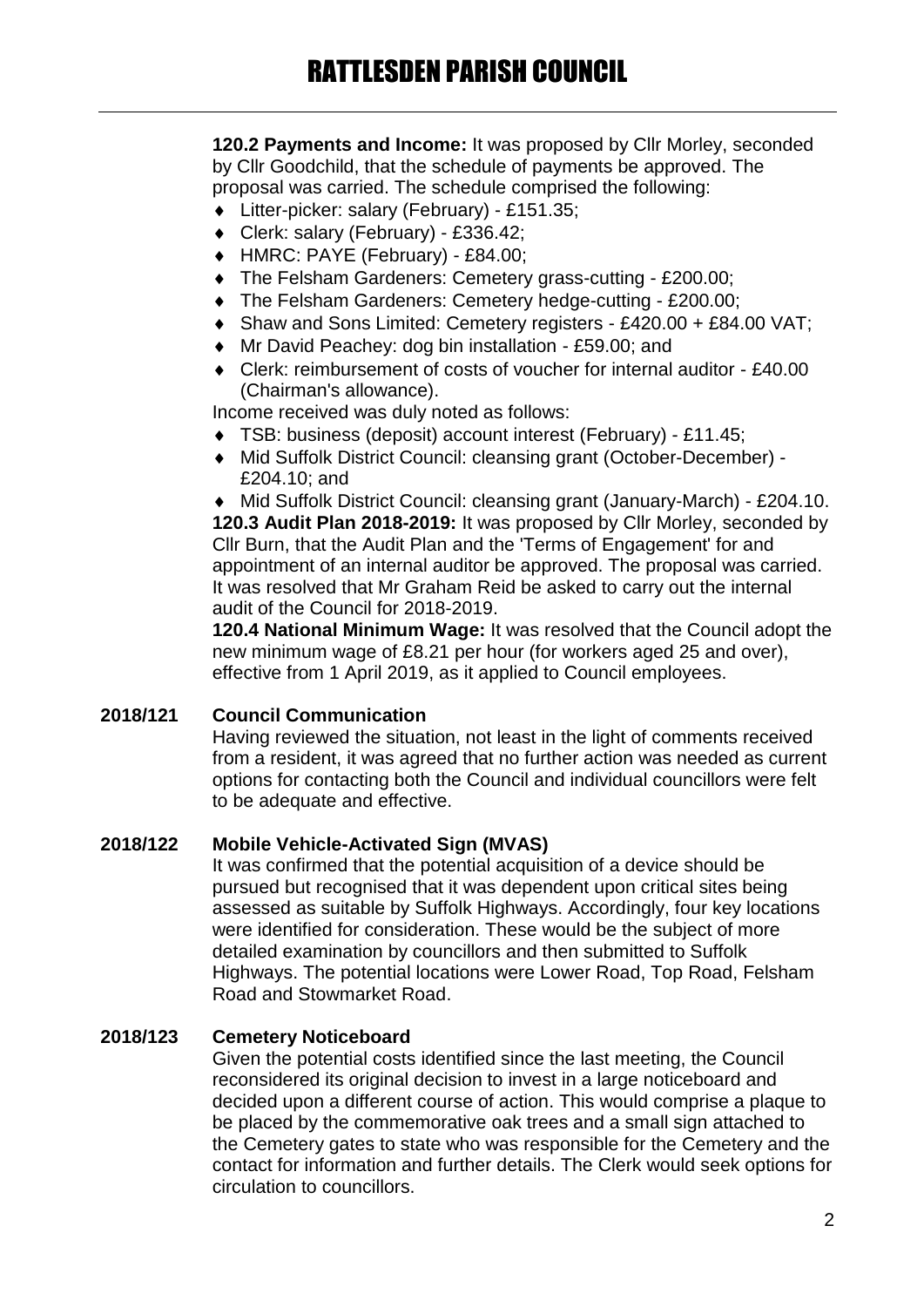**120.2 Payments and Income:** It was proposed by Cllr Morley, seconded by Cllr Goodchild, that the schedule of payments be approved. The proposal was carried. The schedule comprised the following:

- Litter-picker: salary (February) - £151.35;
- Clerk: salary (February) - £336.42;
- HMRC: PAYE (February) - £84.00;
- The Felsham Gardeners: Cemetery grass-cutting - £200.00;
- The Felsham Gardeners: Cemetery hedge-cutting - £200.00;
- Shaw and Sons Limited: Cemetery registers - £420.00 + £84.00 VAT;
- Mr David Peachey: dog bin installation - £59.00; and
- Clerk: reimbursement of costs of voucher for internal auditor - £40.00 (Chairman's allowance).

Income received was duly noted as follows:

- TSB: business (deposit) account interest (February) - £11.45;
- Mid Suffolk District Council: cleansing grant (October-December) - £204.10; and
- Mid Suffolk District Council: cleansing grant (January-March) - £204.10.

**120.3 Audit Plan 2018-2019:** It was proposed by Cllr Morley, seconded by Cllr Burn, that the Audit Plan and the 'Terms of Engagement' for and appointment of an internal auditor be approved. The proposal was carried. It was resolved that Mr Graham Reid be asked to carry out the internal audit of the Council for 2018-2019.

**120.4 National Minimum Wage:** It was resolved that the Council adopt the new minimum wage of £8.21 per hour (for workers aged 25 and over), effective from 1 April 2019, as it applied to Council employees.

## 2018/121 Council Communication

Having reviewed the situation, not least in the light of comments received from a resident, it was agreed that no further action was needed as current options for contacting both the Council and individual councillors were felt to be adequate and effective.

## 2018/122 Mobile Vehicle-Activated Sign (MVAS)

It was confirmed that the potential acquisition of a device should be pursued but recognised that it was dependent upon critical sites being assessed as suitable by Suffolk Highways. Accordingly, four key locations were identified for consideration. These would be the subject of more detailed examination by councillors and then submitted to Suffolk Highways. The potential locations were Lower Road, Top Road, Felsham Road and Stowmarket Road.

## 2018/123 Cemetery Noticeboard

Given the potential costs identified since the last meeting, the Council reconsidered its original decision to invest in a large noticeboard and decided upon a different course of action. This would comprise a plaque to be placed by the commemorative oak trees and a small sign attached to the Cemetery gates to state who was responsible for the Cemetery and the contact for information and further details. The Clerk would seek options for circulation to councillors.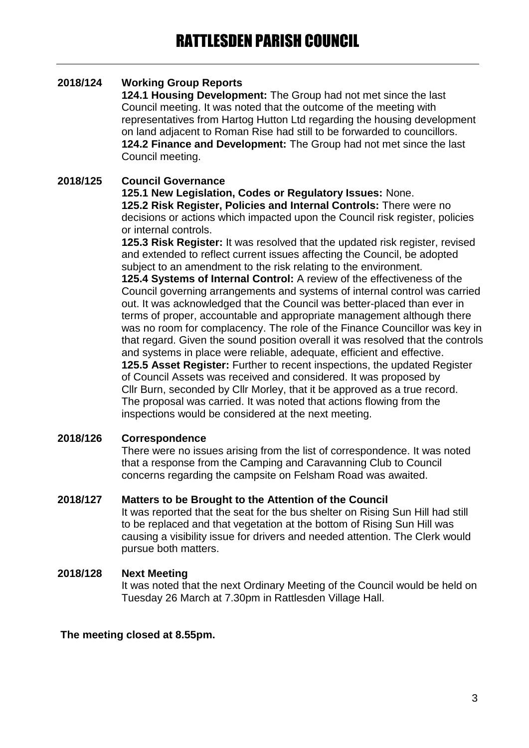**2018/124 Working Group Reports**

**124.1 Housing Development:** The Group had not met since the last Council meeting. It was noted that the outcome of the meeting with representatives from Hartog Hutton Ltd regarding the housing development on land adjacent to Roman Rise had still to be forwarded to councillors.

**124.2 Finance and Development:** The Group had not met since the last Council meeting.

**2018/125 Council Governance**

**125.1 New Legislation, Codes or Regulatory Issues:** None.

**125.2 Risk Register, Policies and Internal Controls:** There were no decisions or actions which impacted upon the Council risk register, policies or internal controls.

**125.3 Risk Register:** It was resolved that the updated risk register, revised and extended to reflect current issues affecting the Council, be adopted subject to an amendment to the risk relating to the environment.

**125.4 Systems of Internal Control:** A review of the effectiveness of the Council governing arrangements and systems of internal control was carried out. It was acknowledged that the Council was better-placed than ever in terms of proper, accountable and appropriate management although there was no room for complacency. The role of the Finance Councillor was key in that regard. Given the sound position overall it was resolved that the controls and systems in place were reliable, adequate, efficient and effective.

**125.5 Asset Register:** Further to recent inspections, the updated Register of Council Assets was received and considered. It was proposed by Cllr Burn, seconded by Cllr Morley, that it be approved as a true record. The proposal was carried. It was noted that actions flowing from the inspections would be considered at the next meeting.

**2018/126 Correspondence**

There were no issues arising from the list of correspondence. It was noted that a response from the Camping and Caravanning Club to Council concerns regarding the campsite on Felsham Road was awaited.

**2018/127 Matters to be Brought to the Attention of the Council**

It was reported that the seat for the bus shelter on Rising Sun Hill had still to be replaced and that vegetation at the bottom of Rising Sun Hill was causing a visibility issue for drivers and needed attention. The Clerk would pursue both matters.

**2018/128 Next Meeting**

It was noted that the next Ordinary Meeting of the Council would be held on Tuesday 26 March at 7.30pm in Rattlesden Village Hall.

**The meeting closed at 8.55pm.**